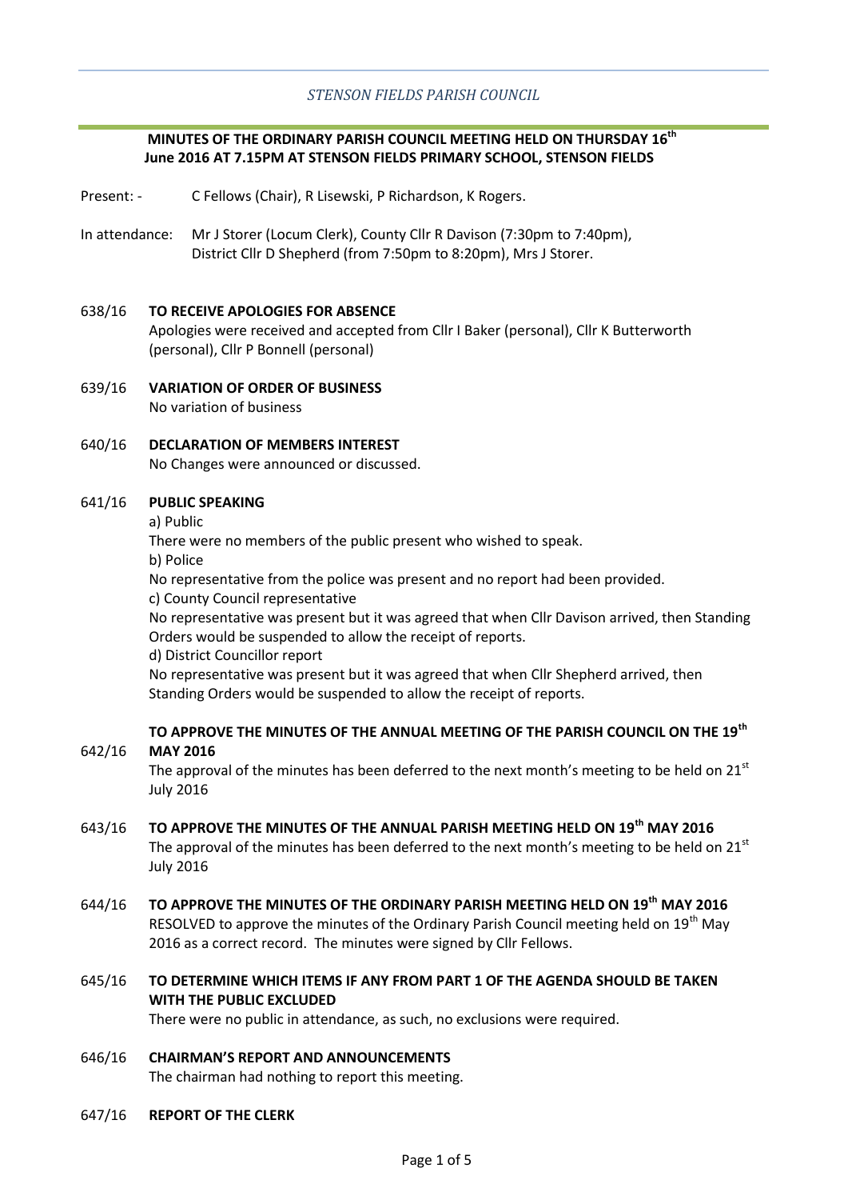*STENSON FIELDS PARISH COUNCIL*

**MINUTES OF THE ORDINARY PARISH COUNCIL MEETING HELD ON THURSDAY 16th June 2016 AT 7.15PM AT STENSON FIELDS PRIMARY SCHOOL, STENSON FIELDS**

Present: - C Fellows (Chair), R Lisewski, P Richardson, K Rogers.

In attendance: Mr J Storer (Locum Clerk), County Cllr R Davison (7:30pm to 7:40pm), District Cllr D Shepherd (from 7:50pm to 8:20pm), Mrs J Storer.

**638/16 TO RECEIVE APOLOGIES FOR ABSENCE**

Apologies were received and accepted from Cllr I Baker (personal), Cllr K Butterworth (personal), Cllr P Bonnell (personal)

**639/16 VARIATION OF ORDER OF BUSINESS**

No variation of business

**640/16 DECLARATION OF MEMBERS INTEREST**

No Changes were announced or discussed.

**641/16 PUBLIC SPEAKING**

a) Public

There were no members of the public present who wished to speak.

b) Police

No representative from the police was present and no report had been provided.

c) County Council representative

No representative was present but it was agreed that when Cllr Davison arrived, then Standing Orders would be suspended to allow the receipt of reports.

d) District Councillor report

No representative was present but it was agreed that when Cllr Shepherd arrived, then Standing Orders would be suspended to allow the receipt of reports.

**642/16 TO APPROVE THE MINUTES OF THE ANNUAL MEETING OF THE PARISH COUNCIL ON THE 19th MAY 2016**

The approval of the minutes has been deferred to the next month's meeting to be held on 21st July 2016

**643/16 TO APPROVE THE MINUTES OF THE ANNUAL PARISH MEETING HELD ON 19th MAY 2016**

The approval of the minutes has been deferred to the next month's meeting to be held on 21st July 2016

**644/16 TO APPROVE THE MINUTES OF THE ORDINARY PARISH MEETING HELD ON 19th MAY 2016**

RESOLVED to approve the minutes of the Ordinary Parish Council meeting held on 19th May 2016 as a correct record. The minutes were signed by Cllr Fellows.

**645/16 TO DETERMINE WHICH ITEMS IF ANY FROM PART 1 OF THE AGENDA SHOULD BE TAKEN WITH THE PUBLIC EXCLUDED**

There were no public in attendance, as such, no exclusions were required.

**646/16 CHAIRMAN'S REPORT AND ANNOUNCEMENTS**

The chairman had nothing to report this meeting.

**647/16 REPORT OF THE CLERK**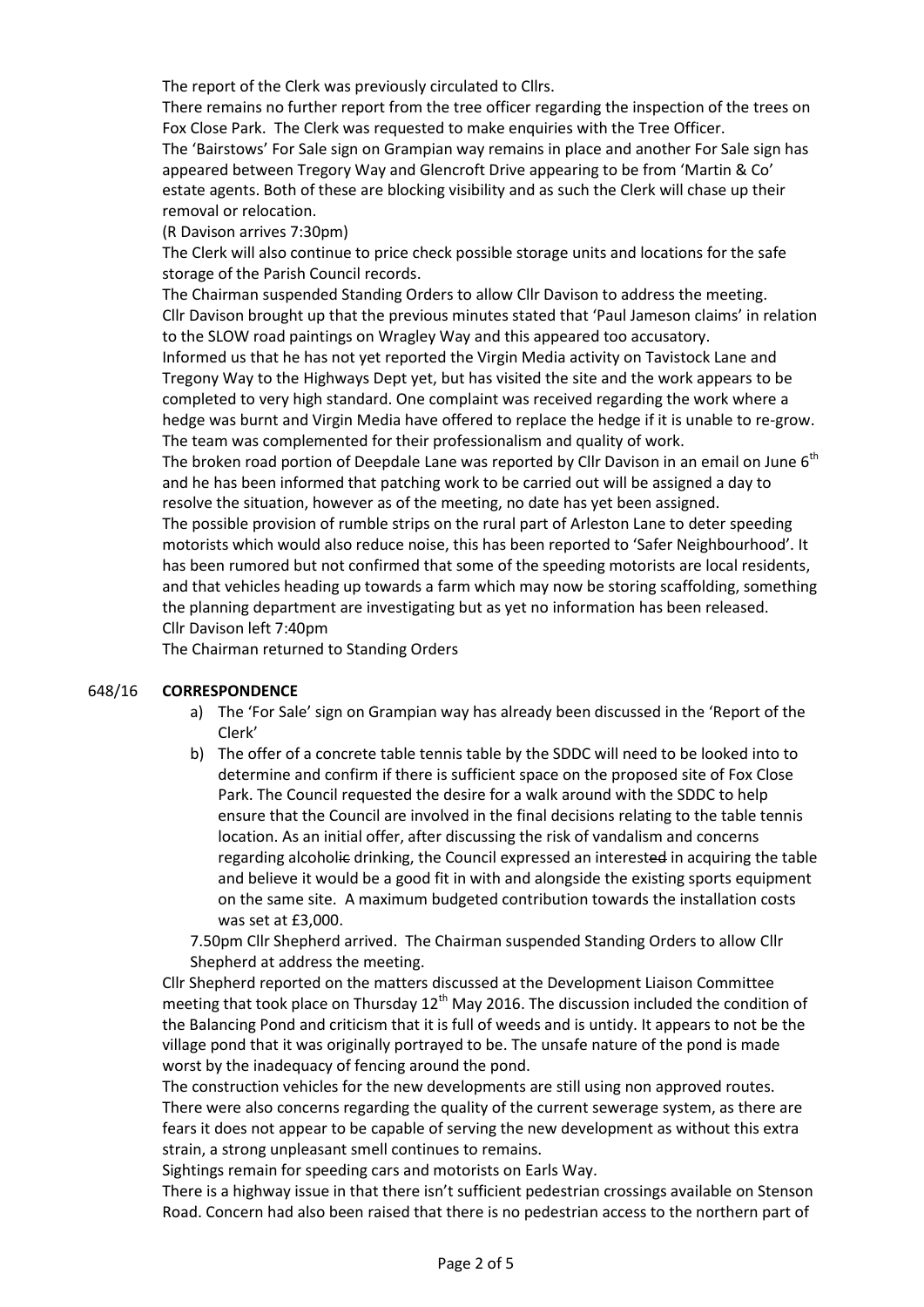The report of the Clerk was previously circulated to Cllrs.

There remains no further report from the tree officer regarding the inspection of the trees on Fox Close Park. The Clerk was requested to make enquiries with the Tree Officer.

The 'Bairstows' For Sale sign on Grampian way remains in place and another For Sale sign has appeared between Tregory Way and Glencroft Drive appearing to be from 'Martin & Co' estate agents. Both of these are blocking visibility and as such the Clerk will chase up their removal or relocation.

(R Davison arrives 7:30pm)

The Clerk will also continue to price check possible storage units and locations for the safe storage of the Parish Council records.

The Chairman suspended Standing Orders to allow Cllr Davison to address the meeting.

Cllr Davison brought up that the previous minutes stated that 'Paul Jameson claims' in relation to the SLOW road paintings on Wragley Way and this appeared too accusatory.

Informed us that he has not yet reported the Virgin Media activity on Tavistock Lane and Tregony Way to the Highways Dept yet, but has visited the site and the work appears to be completed to very high standard. One complaint was received regarding the work where a hedge was burnt and Virgin Media have offered to replace the hedge if it is unable to re-grow. The team was complemented for their professionalism and quality of work.

The broken road portion of Deepdale Lane was reported by Cllr Davison in an email on June 6th and he has been informed that patching work to be carried out will be assigned a day to resolve the situation, however as of the meeting, no date has yet been assigned.

The possible provision of rumble strips on the rural part of Arleston Lane to deter speeding motorists which would also reduce noise, this has been reported to 'Safer Neighbourhood'. It has been rumored but not confirmed that some of the speeding motorists are local residents, and that vehicles heading up towards a farm which may now be storing scaffolding, something the planning department are investigating but as yet no information has been released.

Cllr Davison left 7:40pm

The Chairman returned to Standing Orders

648/16 **CORRESPONDENCE**

a) The 'For Sale' sign on Grampian way has already been discussed in the 'Report of the Clerk'
b) The offer of a concrete table tennis table by the SDDC will need to be looked into to determine and confirm if there is sufficient space on the proposed site of Fox Close Park. The Council requested the desire for a walk around with the SDDC to help ensure that the Council are involved in the final decisions relating to the table tennis location. As an initial offer, after discussing the risk of vandalism and concerns regarding alcoholic drinking, the Council expressed an interest in acquiring the table and believe it would be a good fit in with and alongside the existing sports equipment on the same site. A maximum budgeted contribution towards the installation costs was set at £3,000.

7.50pm Cllr Shepherd arrived. The Chairman suspended Standing Orders to allow Cllr Shepherd at address the meeting.

Cllr Shepherd reported on the matters discussed at the Development Liaison Committee meeting that took place on Thursday 12th May 2016. The discussion included the condition of the Balancing Pond and criticism that it is full of weeds and is untidy. It appears to not be the village pond that it was originally portrayed to be. The unsafe nature of the pond is made worst by the inadequacy of fencing around the pond.

The construction vehicles for the new developments are still using non approved routes. There were also concerns regarding the quality of the current sewerage system, as there are fears it does not appear to be capable of serving the new development as without this extra strain, a strong unpleasant smell continues to remains.

Sightings remain for speeding cars and motorists on Earls Way.

There is a highway issue in that there isn't sufficient pedestrian crossings available on Stenson Road. Concern had also been raised that there is no pedestrian access to the northern part of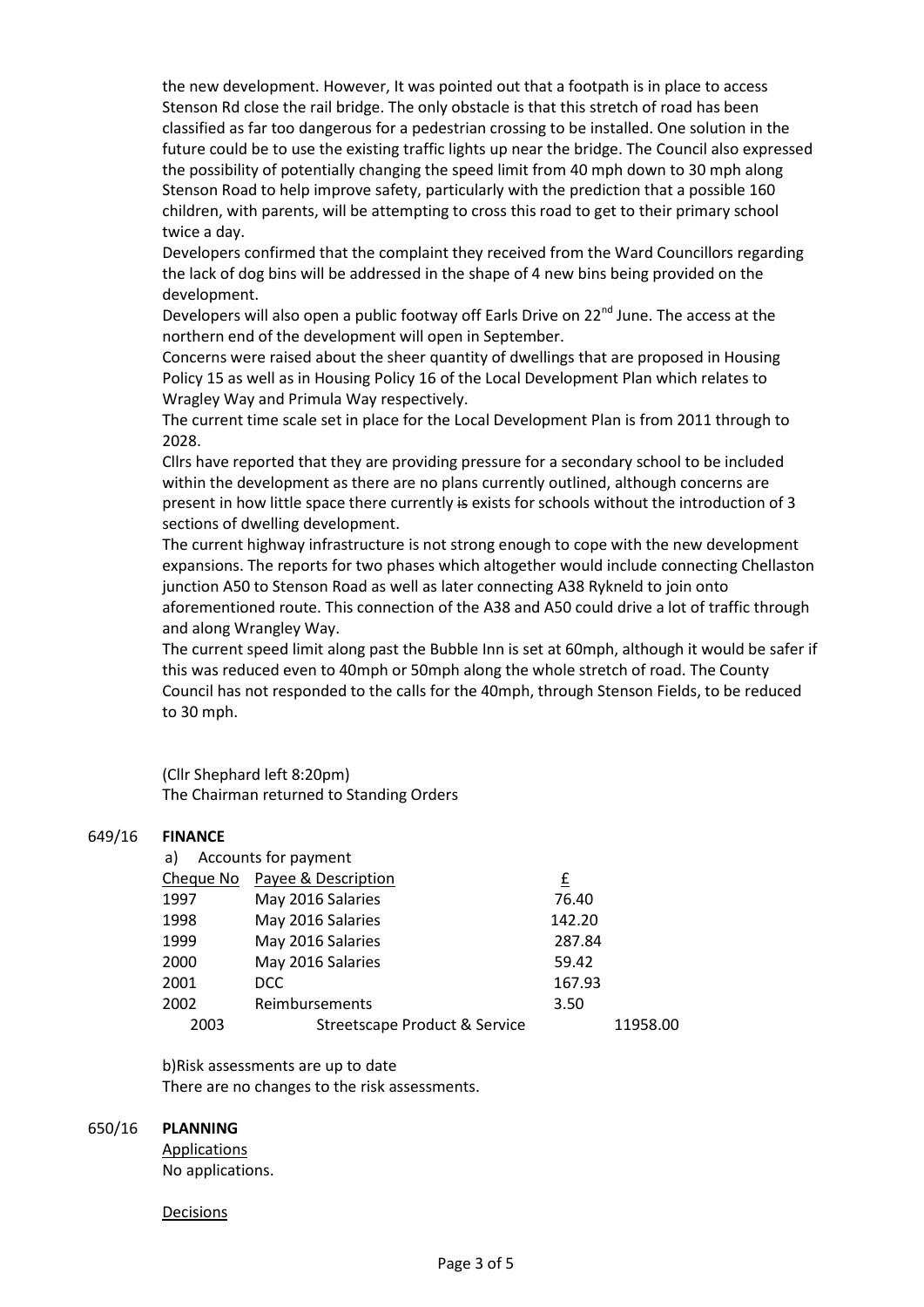the new development. However, It was pointed out that a footpath is in place to access Stenson Rd close the rail bridge. The only obstacle is that this stretch of road has been classified as far too dangerous for a pedestrian crossing to be installed. One solution in the future could be to use the existing traffic lights up near the bridge. The Council also expressed the possibility of potentially changing the speed limit from 40 mph down to 30 mph along Stenson Road to help improve safety, particularly with the prediction that a possible 160 children, with parents, will be attempting to cross this road to get to their primary school twice a day.

Developers confirmed that the complaint they received from the Ward Councillors regarding the lack of dog bins will be addressed in the shape of 4 new bins being provided on the development.

Developers will also open a public footway off Earls Drive on 22nd June. The access at the northern end of the development will open in September.

Concerns were raised about the sheer quantity of dwellings that are proposed in Housing Policy 15 as well as in Housing Policy 16 of the Local Development Plan which relates to Wragley Way and Primula Way respectively.

The current time scale set in place for the Local Development Plan is from 2011 through to 2028.

Cllrs have reported that they are providing pressure for a secondary school to be included within the development as there are no plans currently outlined, although concerns are present in how little space there currently ~~is~~ exists for schools without the introduction of 3 sections of dwelling development.

The current highway infrastructure is not strong enough to cope with the new development expansions. The reports for two phases which altogether would include connecting Chellaston junction A50 to Stenson Road as well as later connecting A38 Rykneld to join onto aforementioned route. This connection of the A38 and A50 could drive a lot of traffic through and along Wrangley Way.

The current speed limit along past the Bubble Inn is set at 60mph, although it would be safer if this was reduced even to 40mph or 50mph along the whole stretch of road. The County Council has not responded to the calls for the 40mph, through Stenson Fields, to be reduced to 30 mph.

(Cllr Shephard left 8:20pm)
The Chairman returned to Standing Orders

**649/16 FINANCE**

a) Accounts for payment

| Cheque No | Payee & Description | £ |
|---|---|---|
| 1997 | May 2016 Salaries | 76.40 |
| 1998 | May 2016 Salaries | 142.20 |
| 1999 | May 2016 Salaries | 287.84 |
| 2000 | May 2016 Salaries | 59.42 |
| 2001 | DCC | 167.93 |
| 2002 | Reimbursements | 3.50 |
| 2003 | Streetscape Product & Service | 11958.00 |

b)Risk assessments are up to date
There are no changes to the risk assessments.

**650/16 PLANNING**

Applications
No applications.

Decisions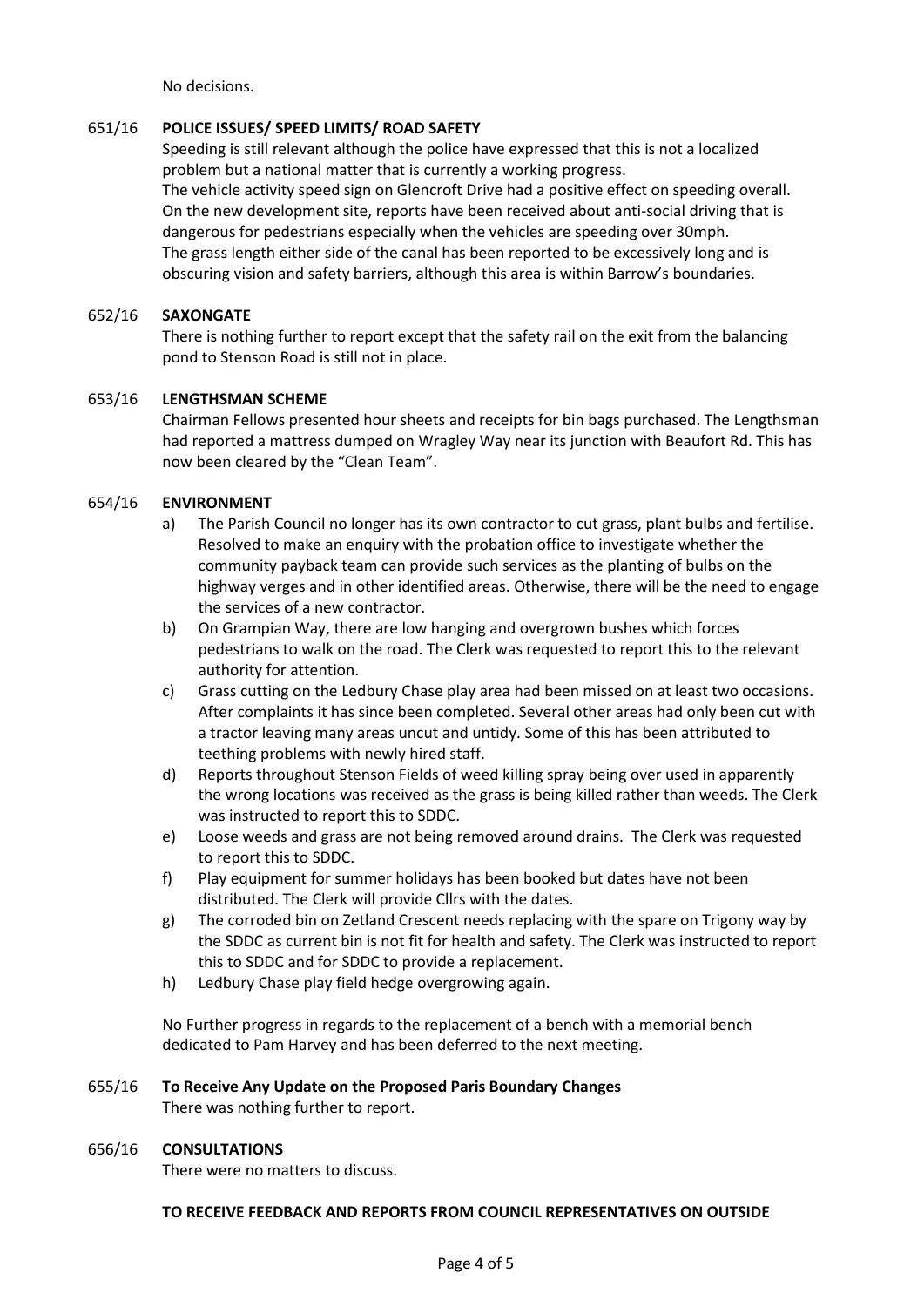No decisions.

**651/16 POLICE ISSUES/ SPEED LIMITS/ ROAD SAFETY**

Speeding is still relevant although the police have expressed that this is not a localized problem but a national matter that is currently a working progress.
The vehicle activity speed sign on Glencroft Drive had a positive effect on speeding overall.
On the new development site, reports have been received about anti-social driving that is dangerous for pedestrians especially when the vehicles are speeding over 30mph.
The grass length either side of the canal has been reported to be excessively long and is obscuring vision and safety barriers, although this area is within Barrow's boundaries.

**652/16 SAXONGATE**

There is nothing further to report except that the safety rail on the exit from the balancing pond to Stenson Road is still not in place.

**653/16 LENGTHSMAN SCHEME**

Chairman Fellows presented hour sheets and receipts for bin bags purchased. The Lengthsman had reported a mattress dumped on Wragley Way near its junction with Beaufort Rd. This has now been cleared by the "Clean Team".

**654/16 ENVIRONMENT**

a) The Parish Council no longer has its own contractor to cut grass, plant bulbs and fertilise. Resolved to make an enquiry with the probation office to investigate whether the community payback team can provide such services as the planting of bulbs on the highway verges and in other identified areas. Otherwise, there will be the need to engage the services of a new contractor.
b) On Grampian Way, there are low hanging and overgrown bushes which forces pedestrians to walk on the road. The Clerk was requested to report this to the relevant authority for attention.
c) Grass cutting on the Ledbury Chase play area had been missed on at least two occasions. After complaints it has since been completed. Several other areas had only been cut with a tractor leaving many areas uncut and untidy. Some of this has been attributed to teething problems with newly hired staff.
d) Reports throughout Stenson Fields of weed killing spray being over used in apparently the wrong locations was received as the grass is being killed rather than weeds. The Clerk was instructed to report this to SDDC.
e) Loose weeds and grass are not being removed around drains. The Clerk was requested to report this to SDDC.
f) Play equipment for summer holidays has been booked but dates have not been distributed. The Clerk will provide Cllrs with the dates.
g) The corroded bin on Zetland Crescent needs replacing with the spare on Trigony way by the SDDC as current bin is not fit for health and safety. The Clerk was instructed to report this to SDDC and for SDDC to provide a replacement.
h) Ledbury Chase play field hedge overgrowing again.

No Further progress in regards to the replacement of a bench with a memorial bench dedicated to Pam Harvey and has been deferred to the next meeting.

**655/16 To Receive Any Update on the Proposed Paris Boundary Changes**

There was nothing further to report.

**656/16 CONSULTATIONS**

There were no matters to discuss.

**TO RECEIVE FEEDBACK AND REPORTS FROM COUNCIL REPRESENTATIVES ON OUTSIDE**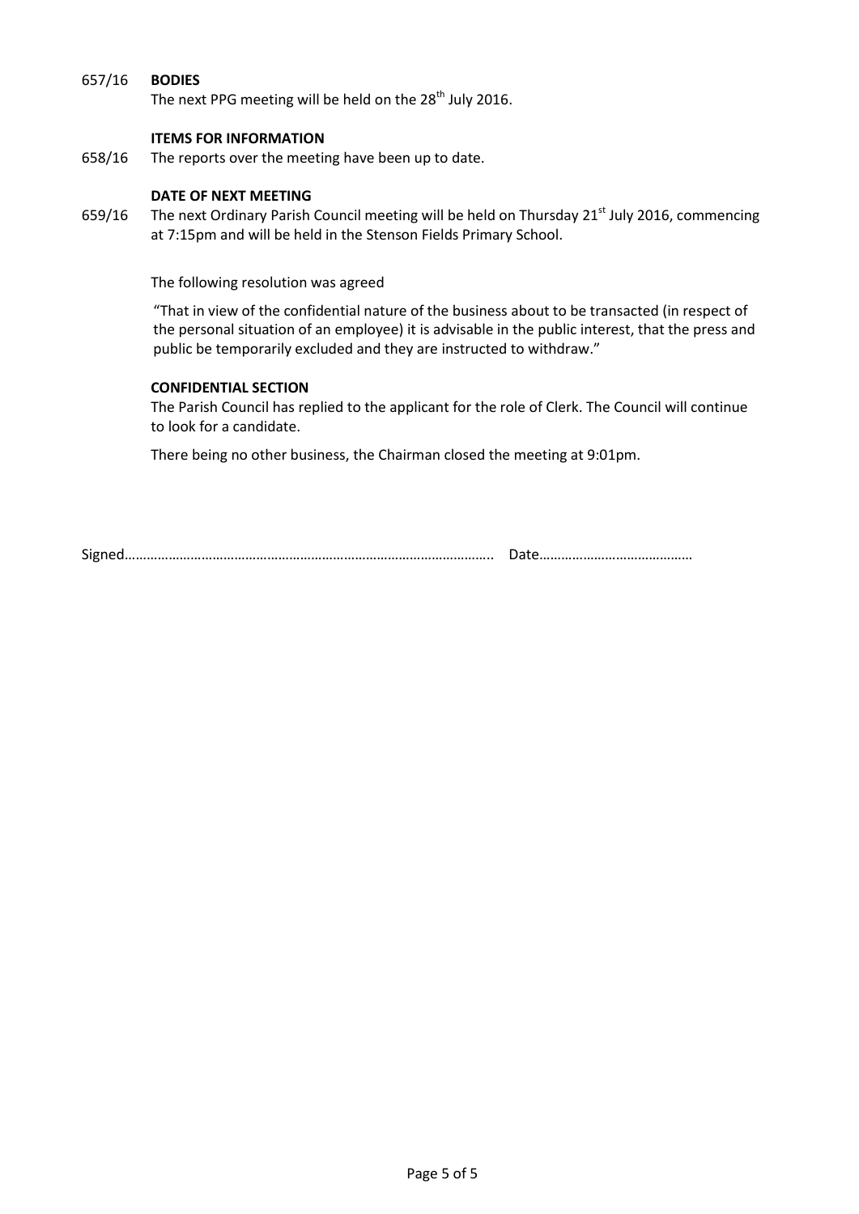657/16 **BODIES**

The next PPG meeting will be held on the 28th July 2016.

**ITEMS FOR INFORMATION**

658/16 The reports over the meeting have been up to date.

**DATE OF NEXT MEETING**

659/16 The next Ordinary Parish Council meeting will be held on Thursday 21st July 2016, commencing at 7:15pm and will be held in the Stenson Fields Primary School.

The following resolution was agreed

"That in view of the confidential nature of the business about to be transacted (in respect of the personal situation of an employee) it is advisable in the public interest, that the press and public be temporarily excluded and they are instructed to withdraw."

**CONFIDENTIAL SECTION**

The Parish Council has replied to the applicant for the role of Clerk. The Council will continue to look for a candidate.

There being no other business, the Chairman closed the meeting at 9:01pm.

Signed……………………………………………………………………………………….. Date……………………………………